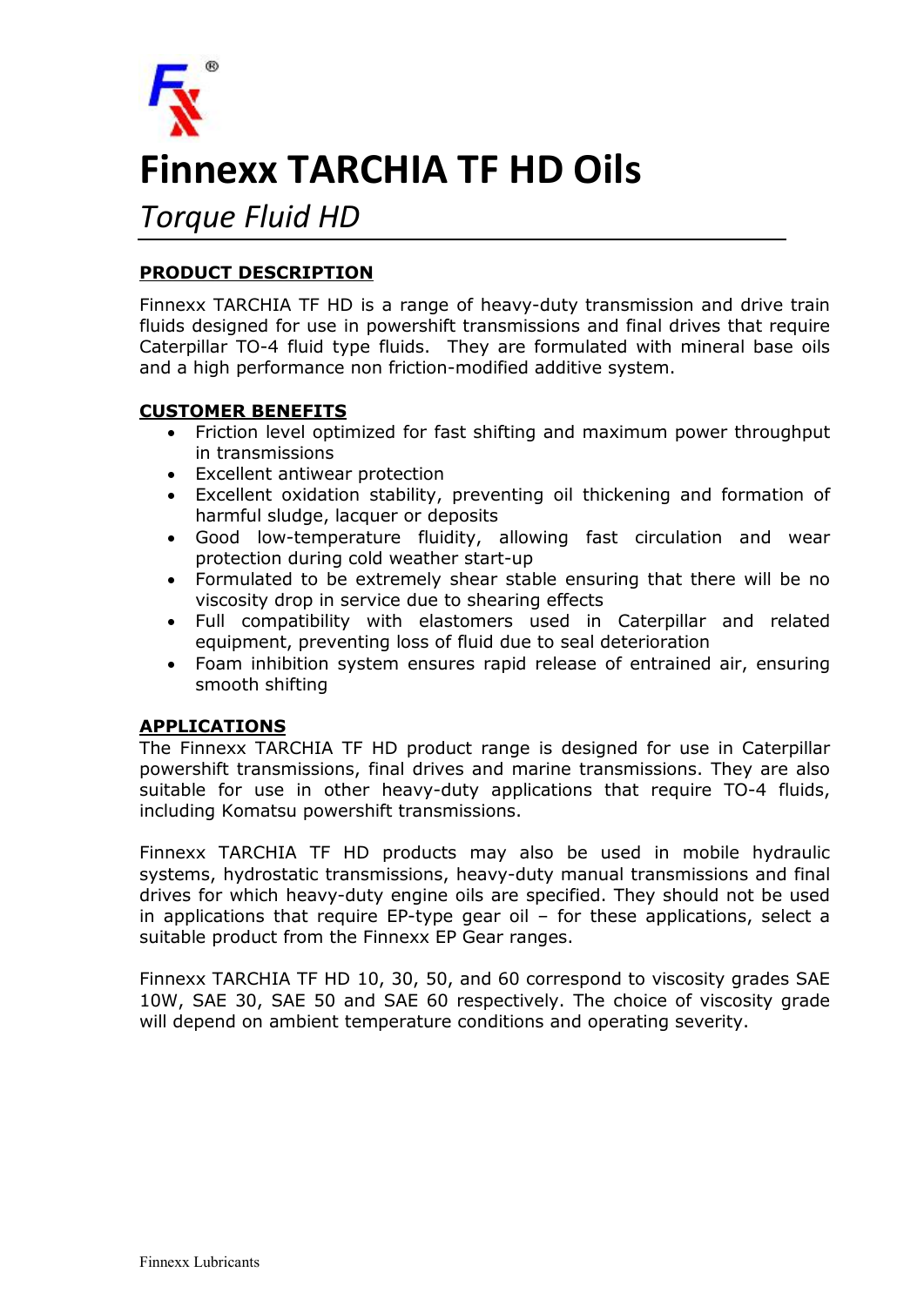# Finnexx TARCHIA TF HD Oils

## *Torque Fluid HD*

**PRODUCT DESCRIPTION**

Finnexx TARCHIA TF HD is a range of heavy-duty transmission and drive train fluids designed for use in powershift transmissions and final drives that require Caterpillar TO-4 fluid type fluids. They are formulated with mineral base oils and a high performance non friction-modified additive system.

**CUSTOMER BENEFITS**

- Friction level optimized for fast shifting and maximum power throughput in transmissions
- Excellent antiwear protection
- Excellent oxidation stability, preventing oil thickening and formation of harmful sludge, lacquer or deposits
- Good low-temperature fluidity, allowing fast circulation and wear protection during cold weather start-up
- Formulated to be extremely shear stable ensuring that there will be no viscosity drop in service due to shearing effects
- Full compatibility with elastomers used in Caterpillar and related equipment, preventing loss of fluid due to seal deterioration
- Foam inhibition system ensures rapid release of entrained air, ensuring smooth shifting

**APPLICATIONS**

The Finnexx TARCHIA TF HD product range is designed for use in Caterpillar powershift transmissions, final drives and marine transmissions. They are also suitable for use in other heavy-duty applications that require TO-4 fluids, including Komatsu powershift transmissions.

Finnexx TARCHIA TF HD products may also be used in mobile hydraulic systems, hydrostatic transmissions, heavy-duty manual transmissions and final drives for which heavy-duty engine oils are specified. They should not be used in applications that require EP-type gear oil – for these applications, select a suitable product from the Finnexx EP Gear ranges.

Finnexx TARCHIA TF HD 10, 30, 50, and 60 correspond to viscosity grades SAE 10W, SAE 30, SAE 50 and SAE 60 respectively. The choice of viscosity grade will depend on ambient temperature conditions and operating severity.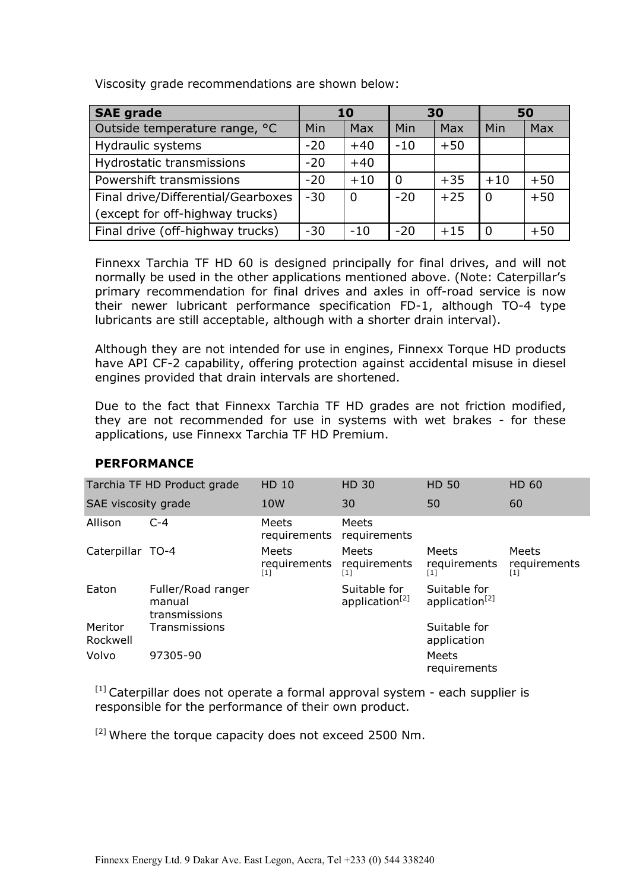Viscosity grade recommendations are shown below:

| **SAE grade** | **10** | | **30** | | **50** | |
|---|---|---|---|---|---|---|
| Outside temperature range, °C | Min | Max | Min | Max | Min | Max |
| Hydraulic systems | -20 | +40 | -10 | +50 | | |
| Hydrostatic transmissions | -20 | +40 | | | | |
| Powershift transmissions | -20 | +10 | 0 | +35 | +10 | +50 |
| Final drive/Differential/Gearboxes (except for off-highway trucks) | -30 | 0 | -20 | +25 | 0 | +50 |
| Final drive (off-highway trucks) | -30 | -10 | -20 | +15 | 0 | +50 |

Finnexx Tarchia TF HD 60 is designed principally for final drives, and will not normally be used in the other applications mentioned above. (Note: Caterpillar's primary recommendation for final drives and axles in off-road service is now their newer lubricant performance specification FD-1, although TO-4 type lubricants are still acceptable, although with a shorter drain interval).

Although they are not intended for use in engines, Finnexx Torque HD products have API CF-2 capability, offering protection against accidental misuse in diesel engines provided that drain intervals are shortened.

Due to the fact that Finnexx Tarchia TF HD grades are not friction modified, they are not recommended for use in systems with wet brakes - for these applications, use Finnexx Tarchia TF HD Premium.

**PERFORMANCE**

| Tarchia TF HD Product grade | | HD 10 | HD 30 | HD 50 | HD 60 |
|---|---|---|---|---|---|
| SAE viscosity grade | | 10W | 30 | 50 | 60 |
| Allison | C-4 | Meets requirements | Meets requirements | | |
| Caterpillar | TO-4 | Meets requirements [1] | Meets requirements [1] | Meets requirements [1] | Meets requirements [1] |
| Eaton | Fuller/Road ranger manual transmissions | | Suitable for application[2] | Suitable for application[2] | |
| Meritor Rockwell | Transmissions | | | Suitable for application | |
| Volvo | 97305-90 | | | Meets requirements | |

[1] Caterpillar does not operate a formal approval system - each supplier is responsible for the performance of their own product.

[2] Where the torque capacity does not exceed 2500 Nm.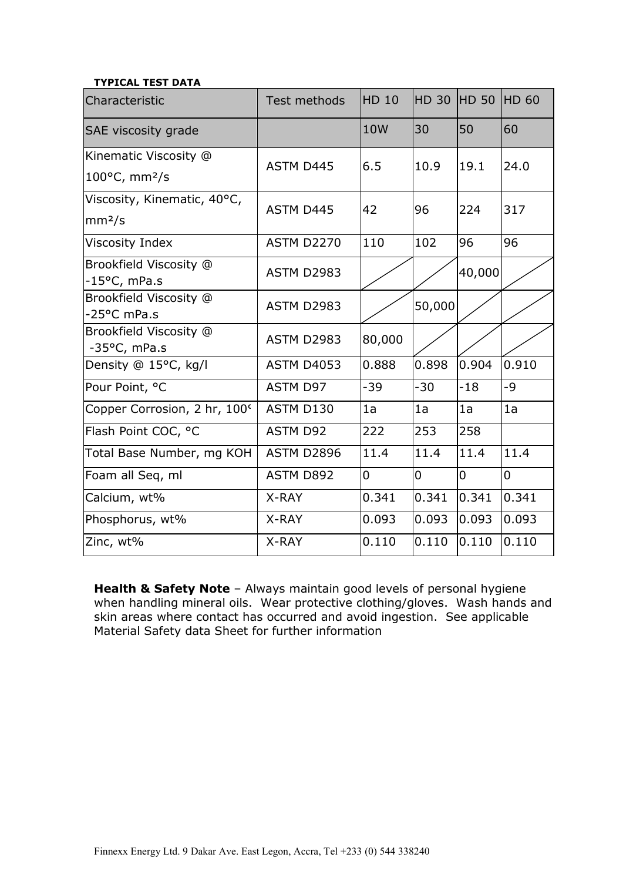**TYPICAL TEST DATA**

| Characteristic | Test methods | HD 10 | HD 30 | HD 50 | HD 60 |
|---|---|---|---|---|---|
| SAE viscosity grade | | 10W | 30 | 50 | 60 |
| Kinematic Viscosity @ 100°C, mm²/s | ASTM D445 | 6.5 | 10.9 | 19.1 | 24.0 |
| Viscosity, Kinematic, 40°C, mm²/s | ASTM D445 | 42 | 96 | 224 | 317 |
| Viscosity Index | ASTM D2270 | 110 | 102 | 96 | 96 |
| Brookfield Viscosity @ -15°C, mPa.s | ASTM D2983 | | | 40,000 | |
| Brookfield Viscosity @ -25°C mPa.s | ASTM D2983 | | 50,000 | | |
| Brookfield Viscosity @ -35°C, mPa.s | ASTM D2983 | 80,000 | | | |
| Density @ 15°C, kg/l | ASTM D4053 | 0.888 | 0.898 | 0.904 | 0.910 |
| Pour Point, °C | ASTM D97 | -39 | -30 | -18 | -9 |
| Copper Corrosion, 2 hr, 100° | ASTM D130 | 1a | 1a | 1a | 1a |
| Flash Point COC, °C | ASTM D92 | 222 | 253 | 258 | |
| Total Base Number, mg KOH | ASTM D2896 | 11.4 | 11.4 | 11.4 | 11.4 |
| Foam all Seq, ml | ASTM D892 | 0 | 0 | 0 | 0 |
| Calcium, wt% | X-RAY | 0.341 | 0.341 | 0.341 | 0.341 |
| Phosphorus, wt% | X-RAY | 0.093 | 0.093 | 0.093 | 0.093 |
| Zinc, wt% | X-RAY | 0.110 | 0.110 | 0.110 | 0.110 |

**Health & Safety Note** – Always maintain good levels of personal hygiene when handling mineral oils. Wear protective clothing/gloves. Wash hands and skin areas where contact has occurred and avoid ingestion. See applicable Material Safety data Sheet for further information